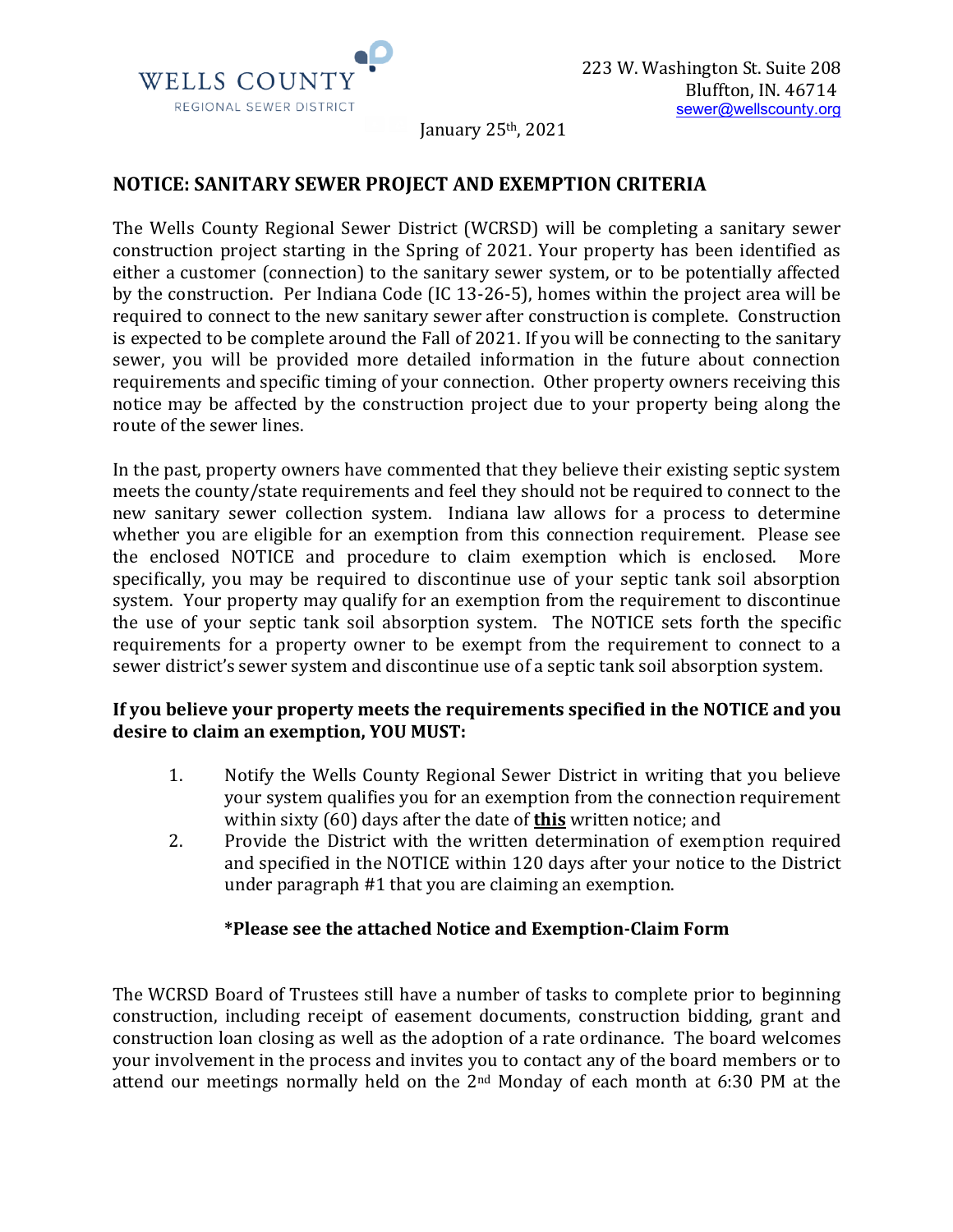WELLS COUNTY
REGIONAL SEWER DISTRICT

223 W. Washington St. Suite 208
Bluffton, IN. 46714
sewer@wellscounty.org

January 25th, 2021

## NOTICE: SANITARY SEWER PROJECT AND EXEMPTION CRITERIA

The Wells County Regional Sewer District (WCRSD) will be completing a sanitary sewer construction project starting in the Spring of 2021. Your property has been identified as either a customer (connection) to the sanitary sewer system, or to be potentially affected by the construction. Per Indiana Code (IC 13-26-5), homes within the project area will be required to connect to the new sanitary sewer after construction is complete. Construction is expected to be complete around the Fall of 2021. If you will be connecting to the sanitary sewer, you will be provided more detailed information in the future about connection requirements and specific timing of your connection. Other property owners receiving this notice may be affected by the construction project due to your property being along the route of the sewer lines.

In the past, property owners have commented that they believe their existing septic system meets the county/state requirements and feel they should not be required to connect to the new sanitary sewer collection system. Indiana law allows for a process to determine whether you are eligible for an exemption from this connection requirement. Please see the enclosed NOTICE and procedure to claim exemption which is enclosed. More specifically, you may be required to discontinue use of your septic tank soil absorption system. Your property may qualify for an exemption from the requirement to discontinue the use of your septic tank soil absorption system. The NOTICE sets forth the specific requirements for a property owner to be exempt from the requirement to connect to a sewer district's sewer system and discontinue use of a septic tank soil absorption system.

**If you believe your property meets the requirements specified in the NOTICE and you desire to claim an exemption, YOU MUST:**

1. Notify the Wells County Regional Sewer District in writing that you believe your system qualifies you for an exemption from the connection requirement within sixty (60) days after the date of **this** written notice; and
2. Provide the District with the written determination of exemption required and specified in the NOTICE within 120 days after your notice to the District under paragraph #1 that you are claiming an exemption.

**\*Please see the attached Notice and Exemption-Claim Form**

The WCRSD Board of Trustees still have a number of tasks to complete prior to beginning construction, including receipt of easement documents, construction bidding, grant and construction loan closing as well as the adoption of a rate ordinance. The board welcomes your involvement in the process and invites you to contact any of the board members or to attend our meetings normally held on the 2nd Monday of each month at 6:30 PM at the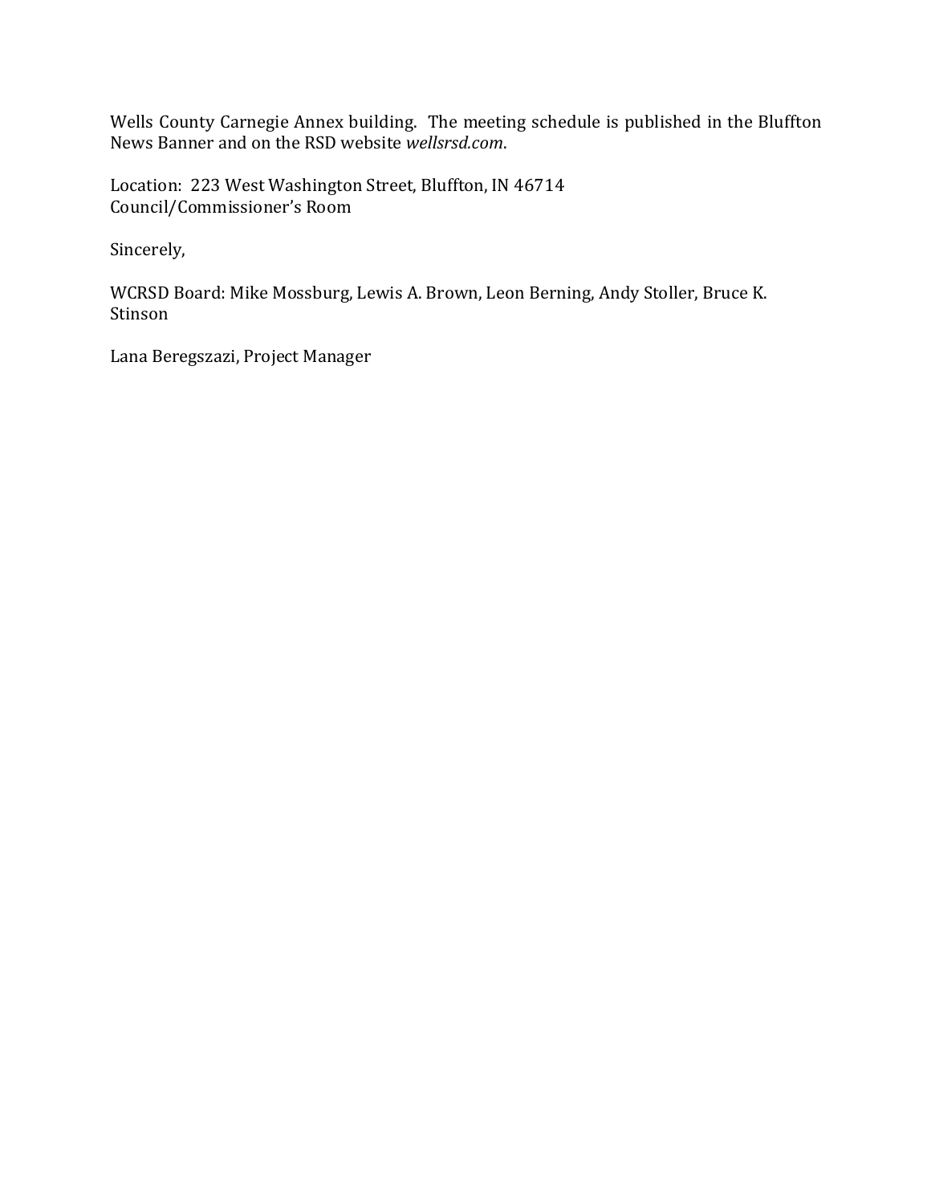Wells County Carnegie Annex building. The meeting schedule is published in the Bluffton News Banner and on the RSD website *wellsrsd.com*.

Location: 223 West Washington Street, Bluffton, IN 46714
Council/Commissioner's Room

Sincerely,

WCRSD Board: Mike Mossburg, Lewis A. Brown, Leon Berning, Andy Stoller, Bruce K. Stinson

Lana Beregszazi, Project Manager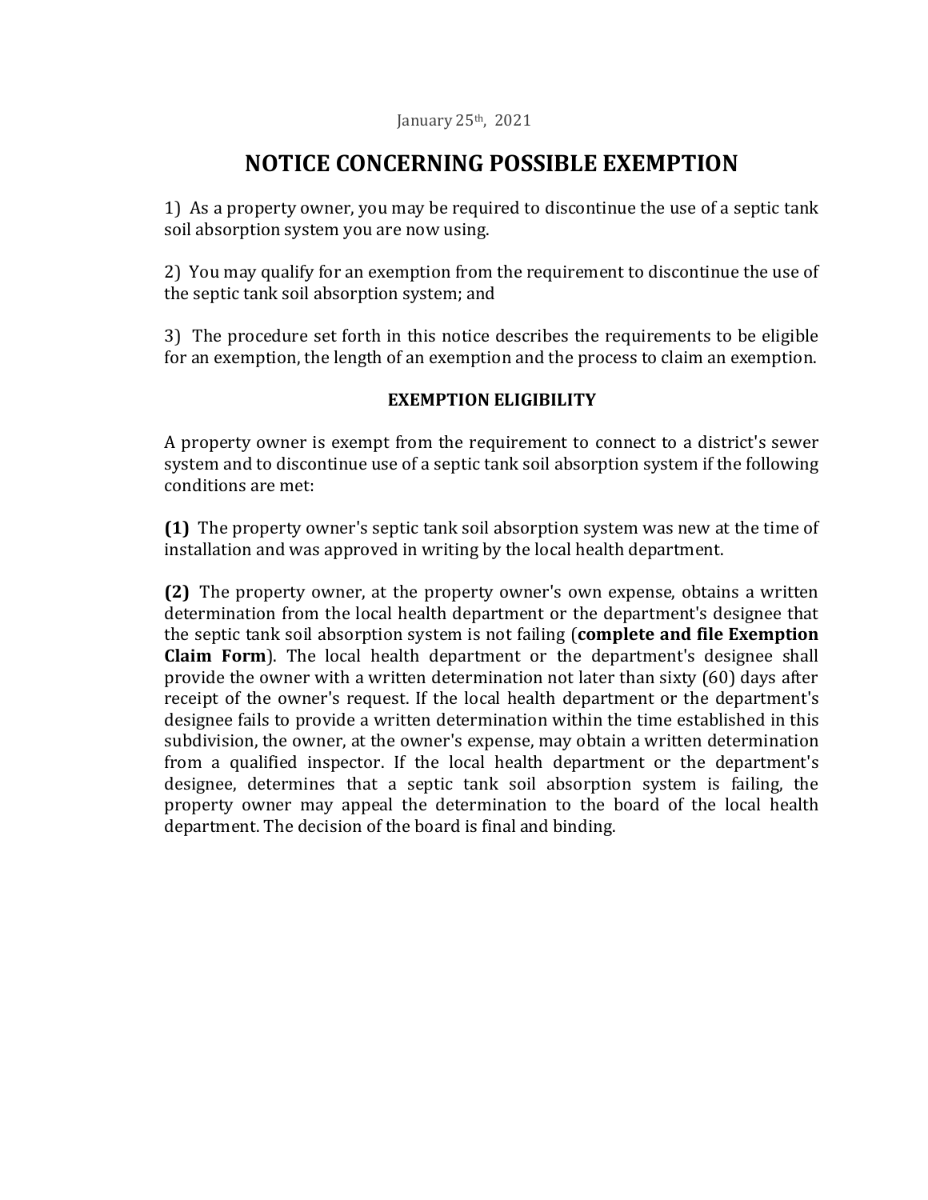January 25th, 2021

# NOTICE CONCERNING POSSIBLE EXEMPTION

1) As a property owner, you may be required to discontinue the use of a septic tank soil absorption system you are now using.

2) You may qualify for an exemption from the requirement to discontinue the use of the septic tank soil absorption system; and

3) The procedure set forth in this notice describes the requirements to be eligible for an exemption, the length of an exemption and the process to claim an exemption.

### EXEMPTION ELIGIBILITY

A property owner is exempt from the requirement to connect to a district's sewer system and to discontinue use of a septic tank soil absorption system if the following conditions are met:

**(1)** The property owner's septic tank soil absorption system was new at the time of installation and was approved in writing by the local health department.

**(2)** The property owner, at the property owner's own expense, obtains a written determination from the local health department or the department's designee that the septic tank soil absorption system is not failing (**complete and file Exemption Claim Form**). The local health department or the department's designee shall provide the owner with a written determination not later than sixty (60) days after receipt of the owner's request. If the local health department or the department's designee fails to provide a written determination within the time established in this subdivision, the owner, at the owner's expense, may obtain a written determination from a qualified inspector. If the local health department or the department's designee, determines that a septic tank soil absorption system is failing, the property owner may appeal the determination to the board of the local health department. The decision of the board is final and binding.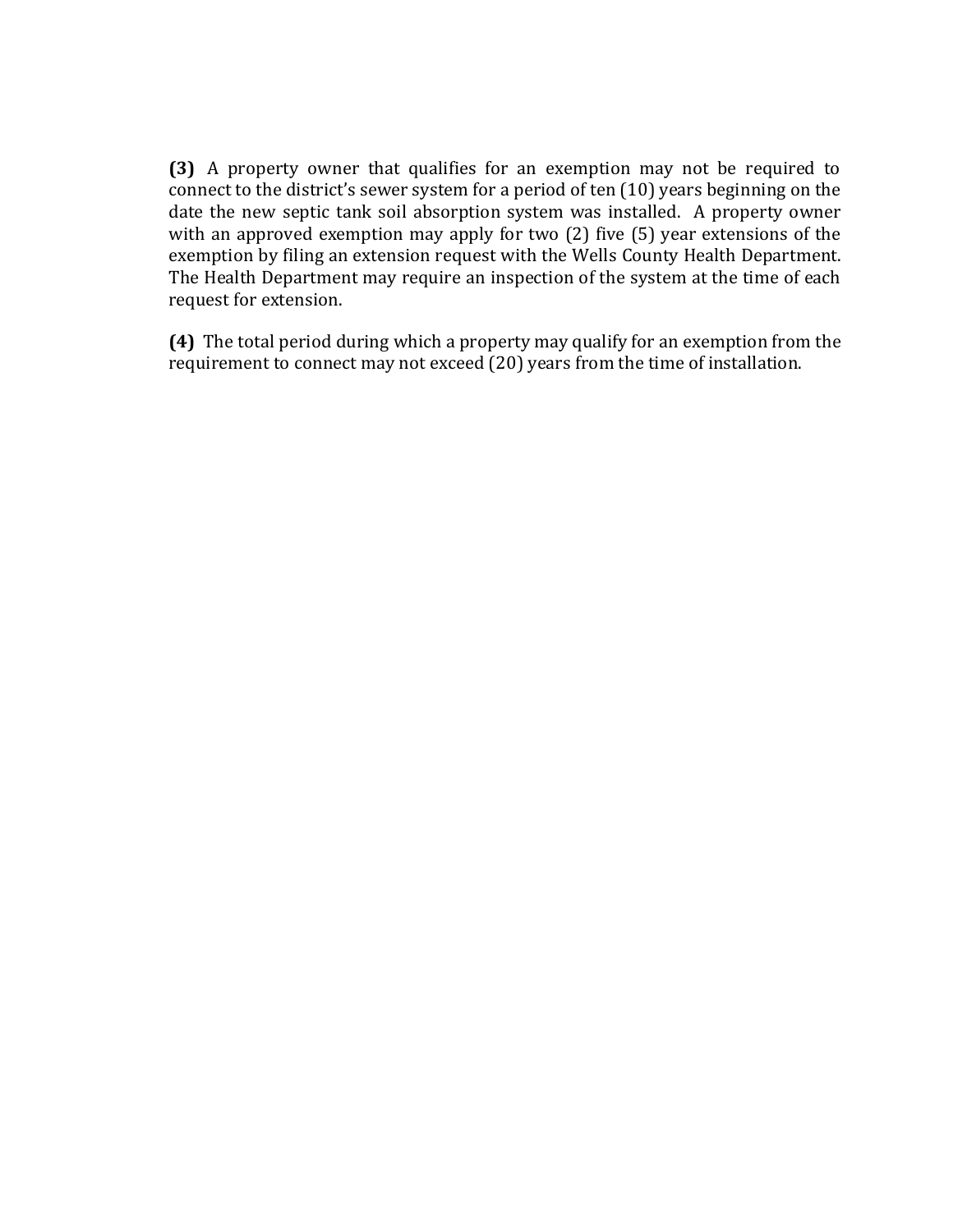**(3)** A property owner that qualifies for an exemption may not be required to connect to the district's sewer system for a period of ten (10) years beginning on the date the new septic tank soil absorption system was installed. A property owner with an approved exemption may apply for two (2) five (5) year extensions of the exemption by filing an extension request with the Wells County Health Department. The Health Department may require an inspection of the system at the time of each request for extension.

**(4)** The total period during which a property may qualify for an exemption from the requirement to connect may not exceed (20) years from the time of installation.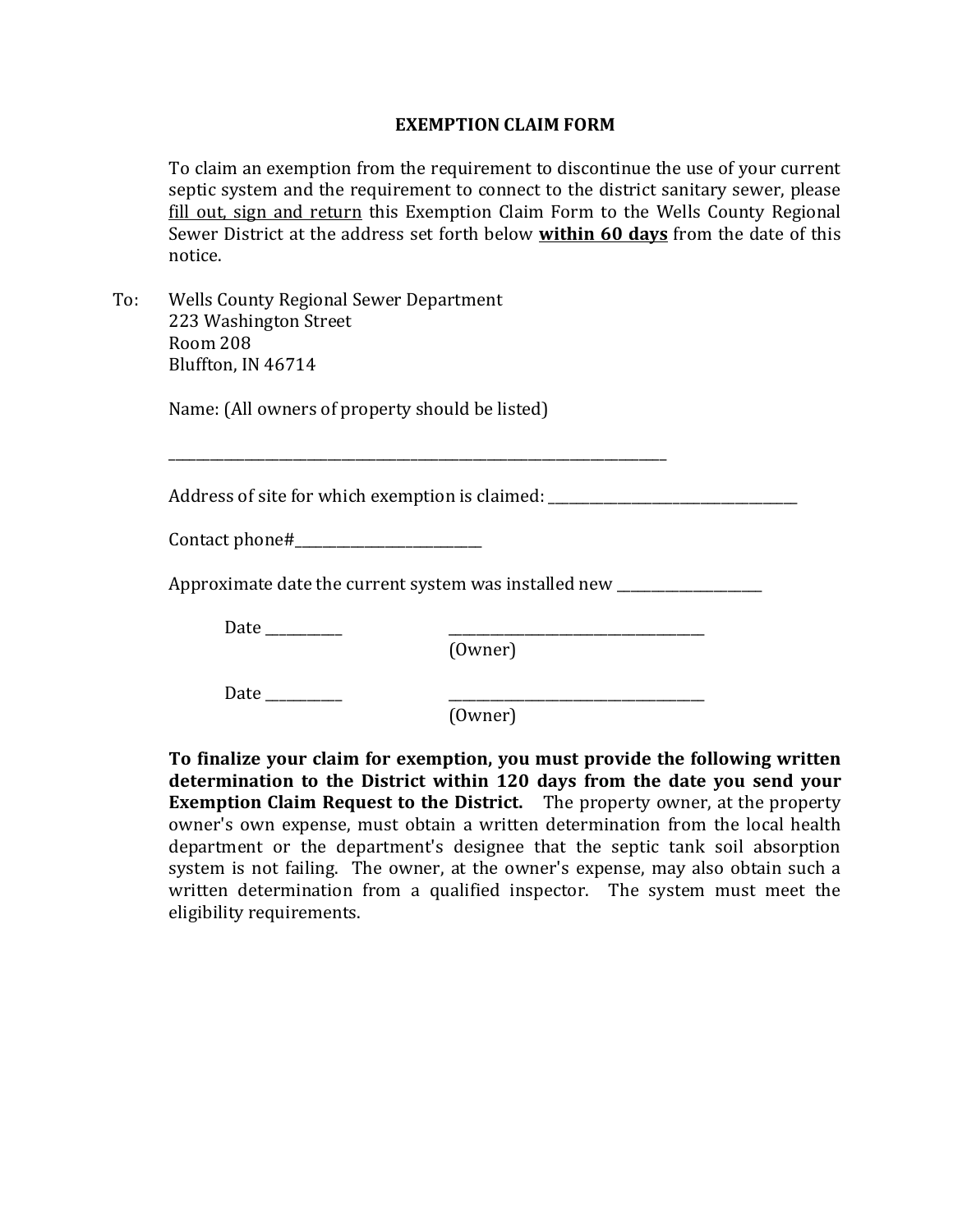# EXEMPTION CLAIM FORM

To claim an exemption from the requirement to discontinue the use of your current septic system and the requirement to connect to the district sanitary sewer, please fill out, sign and return this Exemption Claim Form to the Wells County Regional Sewer District at the address set forth below **within 60 days** from the date of this notice.

To: Wells County Regional Sewer Department
223 Washington Street
Room 208
Bluffton, IN 46714

Name: (All owners of property should be listed)

_______________________________________________________________________________

Address of site for which exemption is claimed: _______________________________________

Contact phone#____________________________

Approximate date the current system was installed new _____________________

Date ___________ _______________________________________
(Owner)

Date ___________ _______________________________________
(Owner)

**To finalize your claim for exemption, you must provide the following written determination to the District within 120 days from the date you send your Exemption Claim Request to the District.** The property owner, at the property owner's own expense, must obtain a written determination from the local health department or the department's designee that the septic tank soil absorption system is not failing. The owner, at the owner's expense, may also obtain such a written determination from a qualified inspector. The system must meet the eligibility requirements.